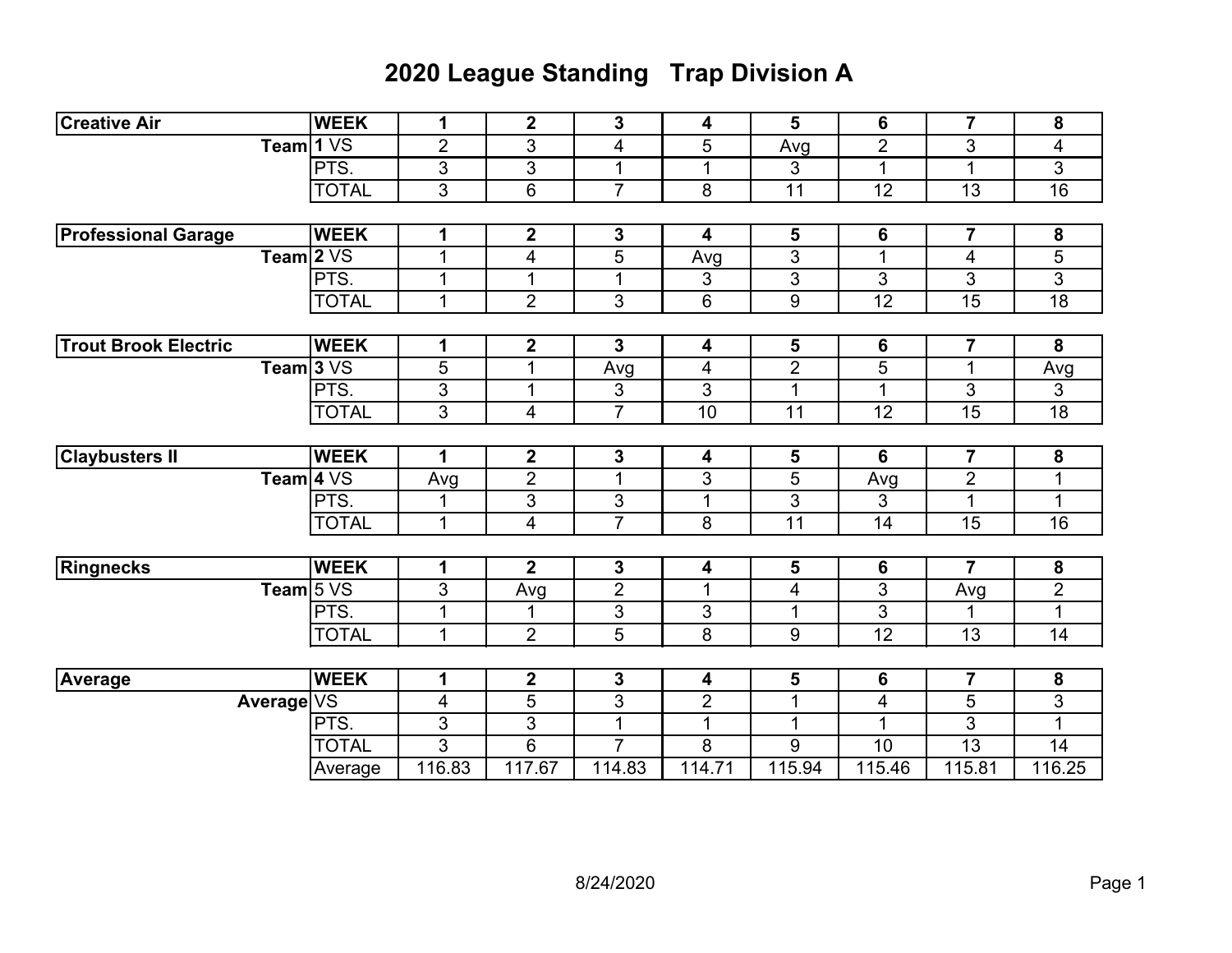# 2020 League Standing Trap Division A

| Creative Air | WEEK | 1 | 2 | 3 | 4 | 5 | 6 | 7 | 8 |
|---|---|---|---|---|---|---|---|---|---|
| Team | 1 VS | 2 | 3 | 4 | 5 | Avg | 2 | 3 | 4 |
| | PTS. | 3 | 3 | 1 | 1 | 3 | 1 | 1 | 3 |
| | TOTAL | 3 | 6 | 7 | 8 | 11 | 12 | 13 | 16 |

| Professional Garage | WEEK | 1 | 2 | 3 | 4 | 5 | 6 | 7 | 8 |
|---|---|---|---|---|---|---|---|---|---|
| Team | 2 VS | 1 | 4 | 5 | Avg | 3 | 1 | 4 | 5 |
| | PTS. | 1 | 1 | 1 | 3 | 3 | 3 | 3 | 3 |
| | TOTAL | 1 | 2 | 3 | 6 | 9 | 12 | 15 | 18 |

| Trout Brook Electric | WEEK | 1 | 2 | 3 | 4 | 5 | 6 | 7 | 8 |
|---|---|---|---|---|---|---|---|---|---|
| Team | 3 VS | 5 | 1 | Avg | 4 | 2 | 5 | 1 | Avg |
| | PTS. | 3 | 1 | 3 | 3 | 1 | 1 | 3 | 3 |
| | TOTAL | 3 | 4 | 7 | 10 | 11 | 12 | 15 | 18 |

| Claybusters II | WEEK | 1 | 2 | 3 | 4 | 5 | 6 | 7 | 8 |
|---|---|---|---|---|---|---|---|---|---|
| Team | 4 VS | Avg | 2 | 1 | 3 | 5 | Avg | 2 | 1 |
| | PTS. | 1 | 3 | 3 | 1 | 3 | 3 | 1 | 1 |
| | TOTAL | 1 | 4 | 7 | 8 | 11 | 14 | 15 | 16 |

| Ringnecks | WEEK | 1 | 2 | 3 | 4 | 5 | 6 | 7 | 8 |
|---|---|---|---|---|---|---|---|---|---|
| Team | 5 VS | 3 | Avg | 2 | 1 | 4 | 3 | Avg | 2 |
| | PTS. | 1 | 1 | 3 | 3 | 1 | 3 | 1 | 1 |
| | TOTAL | 1 | 2 | 5 | 8 | 9 | 12 | 13 | 14 |

| Average | WEEK | 1 | 2 | 3 | 4 | 5 | 6 | 7 | 8 |
|---|---|---|---|---|---|---|---|---|---|
| Average | VS | 4 | 5 | 3 | 2 | 1 | 4 | 5 | 3 |
| | PTS. | 3 | 3 | 1 | 1 | 1 | 1 | 3 | 1 |
| | TOTAL | 3 | 6 | 7 | 8 | 9 | 10 | 13 | 14 |
| | Average | 116.83 | 117.67 | 114.83 | 114.71 | 115.94 | 115.46 | 115.81 | 116.25 |

8/24/2020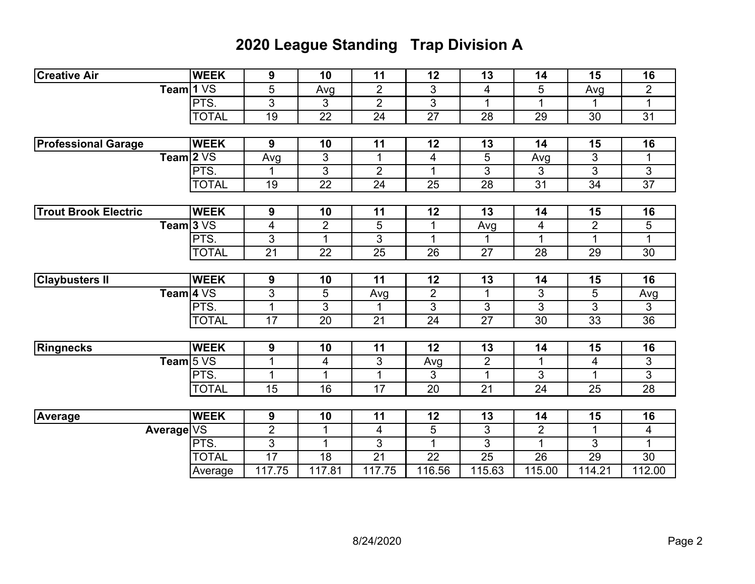# 2020 League Standing   Trap Division A

| Creative Air | WEEK | 9 | 10 | 11 | 12 | 13 | 14 | 15 | 16 |
|---|---|---|---|---|---|---|---|---|---|
| Team | 1 VS | 5 | Avg | 2 | 3 | 4 | 5 | Avg | 2 |
| | PTS. | 3 | 3 | 2 | 3 | 1 | 1 | 1 | 1 |
| | TOTAL | 19 | 22 | 24 | 27 | 28 | 29 | 30 | 31 |

| Professional Garage | WEEK | 9 | 10 | 11 | 12 | 13 | 14 | 15 | 16 |
|---|---|---|---|---|---|---|---|---|---|
| Team | 2 VS | Avg | 3 | 1 | 4 | 5 | Avg | 3 | 1 |
| | PTS. | 1 | 3 | 2 | 1 | 3 | 3 | 3 | 3 |
| | TOTAL | 19 | 22 | 24 | 25 | 28 | 31 | 34 | 37 |

| Trout Brook Electric | WEEK | 9 | 10 | 11 | 12 | 13 | 14 | 15 | 16 |
|---|---|---|---|---|---|---|---|---|---|
| Team | 3 VS | 4 | 2 | 5 | 1 | Avg | 4 | 2 | 5 |
| | PTS. | 3 | 1 | 3 | 1 | 1 | 1 | 1 | 1 |
| | TOTAL | 21 | 22 | 25 | 26 | 27 | 28 | 29 | 30 |

| Claybusters II | WEEK | 9 | 10 | 11 | 12 | 13 | 14 | 15 | 16 |
|---|---|---|---|---|---|---|---|---|---|
| Team | 4 VS | 3 | 5 | Avg | 2 | 1 | 3 | 5 | Avg |
| | PTS. | 1 | 3 | 1 | 3 | 3 | 3 | 3 | 3 |
| | TOTAL | 17 | 20 | 21 | 24 | 27 | 30 | 33 | 36 |

| Ringnecks | WEEK | 9 | 10 | 11 | 12 | 13 | 14 | 15 | 16 |
|---|---|---|---|---|---|---|---|---|---|
| Team | 5 VS | 1 | 4 | 3 | Avg | 2 | 1 | 4 | 3 |
| | PTS. | 1 | 1 | 1 | 3 | 1 | 3 | 1 | 3 |
| | TOTAL | 15 | 16 | 17 | 20 | 21 | 24 | 25 | 28 |

| Average | WEEK | 9 | 10 | 11 | 12 | 13 | 14 | 15 | 16 |
|---|---|---|---|---|---|---|---|---|---|
| Average | VS | 2 | 1 | 4 | 5 | 3 | 2 | 1 | 4 |
| | PTS. | 3 | 1 | 3 | 1 | 3 | 1 | 3 | 1 |
| | TOTAL | 17 | 18 | 21 | 22 | 25 | 26 | 29 | 30 |
| | Average | 117.75 | 117.81 | 117.75 | 116.56 | 115.63 | 115.00 | 114.21 | 112.00 |

8/24/2020